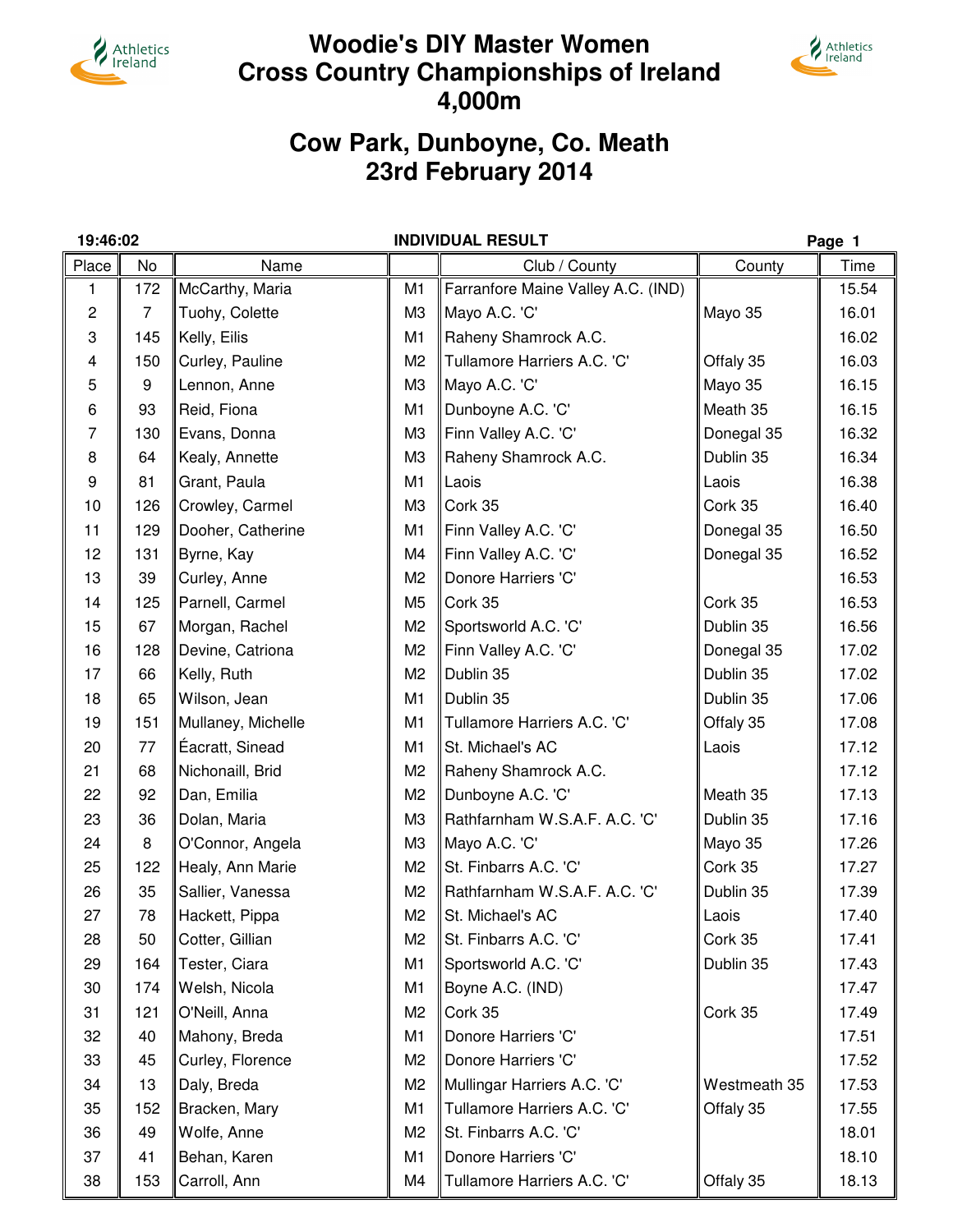# Woodie's DIY Master Women Cross Country Championships of Ireland 4,000m

## Cow Park, Dunboyne, Co. Meath 23rd February 2014

19:46:02 **INDIVIDUAL RESULT** **Page 1**

| Place | No | Name | | Club / County | County | Time |
|---|---|---|---|---|---|---|
| 1 | 172 | McCarthy, Maria | M1 | Farranfore Maine Valley A.C. (IND) | | 15.54 |
| 2 | 7 | Tuohy, Colette | M3 | Mayo A.C. 'C' | Mayo 35 | 16.01 |
| 3 | 145 | Kelly, Eilis | M1 | Raheny Shamrock A.C. | | 16.02 |
| 4 | 150 | Curley, Pauline | M2 | Tullamore Harriers A.C. 'C' | Offaly 35 | 16.03 |
| 5 | 9 | Lennon, Anne | M3 | Mayo A.C. 'C' | Mayo 35 | 16.15 |
| 6 | 93 | Reid, Fiona | M1 | Dunboyne A.C. 'C' | Meath 35 | 16.15 |
| 7 | 130 | Evans, Donna | M3 | Finn Valley A.C. 'C' | Donegal 35 | 16.32 |
| 8 | 64 | Kealy, Annette | M3 | Raheny Shamrock A.C. | Dublin 35 | 16.34 |
| 9 | 81 | Grant, Paula | M1 | Laois | Laois | 16.38 |
| 10 | 126 | Crowley, Carmel | M3 | Cork 35 | Cork 35 | 16.40 |
| 11 | 129 | Dooher, Catherine | M1 | Finn Valley A.C. 'C' | Donegal 35 | 16.50 |
| 12 | 131 | Byrne, Kay | M4 | Finn Valley A.C. 'C' | Donegal 35 | 16.52 |
| 13 | 39 | Curley, Anne | M2 | Donore Harriers 'C' | | 16.53 |
| 14 | 125 | Parnell, Carmel | M5 | Cork 35 | Cork 35 | 16.53 |
| 15 | 67 | Morgan, Rachel | M2 | Sportsworld A.C. 'C' | Dublin 35 | 16.56 |
| 16 | 128 | Devine, Catriona | M2 | Finn Valley A.C. 'C' | Donegal 35 | 17.02 |
| 17 | 66 | Kelly, Ruth | M2 | Dublin 35 | Dublin 35 | 17.02 |
| 18 | 65 | Wilson, Jean | M1 | Dublin 35 | Dublin 35 | 17.06 |
| 19 | 151 | Mullaney, Michelle | M1 | Tullamore Harriers A.C. 'C' | Offaly 35 | 17.08 |
| 20 | 77 | Éacratt, Sinead | M1 | St. Michael's AC | Laois | 17.12 |
| 21 | 68 | Nichonaill, Brid | M2 | Raheny Shamrock A.C. | | 17.12 |
| 22 | 92 | Dan, Emilia | M2 | Dunboyne A.C. 'C' | Meath 35 | 17.13 |
| 23 | 36 | Dolan, Maria | M3 | Rathfarnham W.S.A.F. A.C. 'C' | Dublin 35 | 17.16 |
| 24 | 8 | O'Connor, Angela | M3 | Mayo A.C. 'C' | Mayo 35 | 17.26 |
| 25 | 122 | Healy, Ann Marie | M2 | St. Finbarrs A.C. 'C' | Cork 35 | 17.27 |
| 26 | 35 | Sallier, Vanessa | M2 | Rathfarnham W.S.A.F. A.C. 'C' | Dublin 35 | 17.39 |
| 27 | 78 | Hackett, Pippa | M2 | St. Michael's AC | Laois | 17.40 |
| 28 | 50 | Cotter, Gillian | M2 | St. Finbarrs A.C. 'C' | Cork 35 | 17.41 |
| 29 | 164 | Tester, Ciara | M1 | Sportsworld A.C. 'C' | Dublin 35 | 17.43 |
| 30 | 174 | Welsh, Nicola | M1 | Boyne A.C. (IND) | | 17.47 |
| 31 | 121 | O'Neill, Anna | M2 | Cork 35 | Cork 35 | 17.49 |
| 32 | 40 | Mahony, Breda | M1 | Donore Harriers 'C' | | 17.51 |
| 33 | 45 | Curley, Florence | M2 | Donore Harriers 'C' | | 17.52 |
| 34 | 13 | Daly, Breda | M2 | Mullingar Harriers A.C. 'C' | Westmeath 35 | 17.53 |
| 35 | 152 | Bracken, Mary | M1 | Tullamore Harriers A.C. 'C' | Offaly 35 | 17.55 |
| 36 | 49 | Wolfe, Anne | M2 | St. Finbarrs A.C. 'C' | | 18.01 |
| 37 | 41 | Behan, Karen | M1 | Donore Harriers 'C' | | 18.10 |
| 38 | 153 | Carroll, Ann | M4 | Tullamore Harriers A.C. 'C' | Offaly 35 | 18.13 |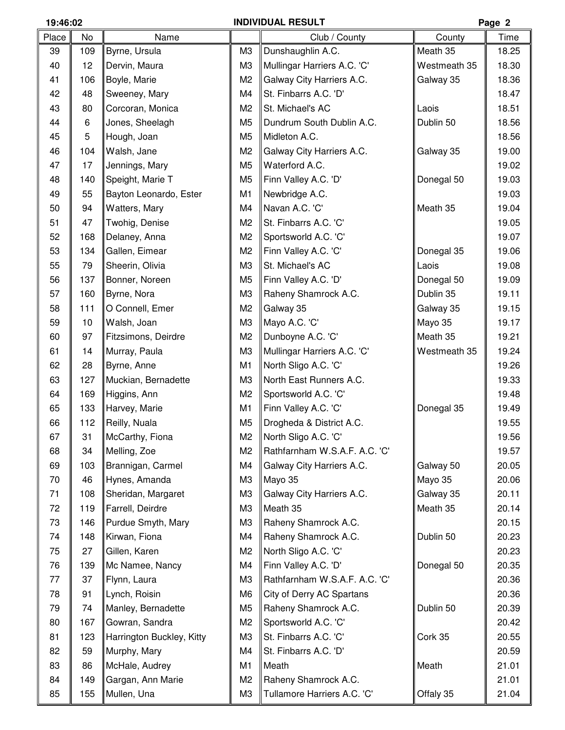## INDIVIDUAL RESULT

19:46:02

| Place | No | Name | | Club / County | County | Time |
|---|---|---|---|---|---|---|
| 39 | 109 | Byrne, Ursula | M3 | Dunshaughlin A.C. | Meath 35 | 18.25 |
| 40 | 12 | Dervin, Maura | M3 | Mullingar Harriers A.C. 'C' | Westmeath 35 | 18.30 |
| 41 | 106 | Boyle, Marie | M2 | Galway City Harriers A.C. | Galway 35 | 18.36 |
| 42 | 48 | Sweeney, Mary | M4 | St. Finbarrs A.C. 'D' | | 18.47 |
| 43 | 80 | Corcoran, Monica | M2 | St. Michael's AC | Laois | 18.51 |
| 44 | 6 | Jones, Sheelagh | M5 | Dundrum South Dublin A.C. | Dublin 50 | 18.56 |
| 45 | 5 | Hough, Joan | M5 | Midleton A.C. | | 18.56 |
| 46 | 104 | Walsh, Jane | M2 | Galway City Harriers A.C. | Galway 35 | 19.00 |
| 47 | 17 | Jennings, Mary | M5 | Waterford A.C. | | 19.02 |
| 48 | 140 | Speight, Marie T | M5 | Finn Valley A.C. 'D' | Donegal 50 | 19.03 |
| 49 | 55 | Bayton Leonardo, Ester | M1 | Newbridge A.C. | | 19.03 |
| 50 | 94 | Watters, Mary | M4 | Navan A.C. 'C' | Meath 35 | 19.04 |
| 51 | 47 | Twohig, Denise | M2 | St. Finbarrs A.C. 'C' | | 19.05 |
| 52 | 168 | Delaney, Anna | M2 | Sportsworld A.C. 'C' | | 19.07 |
| 53 | 134 | Gallen, Eimear | M2 | Finn Valley A.C. 'C' | Donegal 35 | 19.06 |
| 55 | 79 | Sheerin, Olivia | M3 | St. Michael's AC | Laois | 19.08 |
| 56 | 137 | Bonner, Noreen | M5 | Finn Valley A.C. 'D' | Donegal 50 | 19.09 |
| 57 | 160 | Byrne, Nora | M3 | Raheny Shamrock A.C. | Dublin 35 | 19.11 |
| 58 | 111 | O Connell, Emer | M2 | Galway 35 | Galway 35 | 19.15 |
| 59 | 10 | Walsh, Joan | M3 | Mayo A.C. 'C' | Mayo 35 | 19.17 |
| 60 | 97 | Fitzsimons, Deirdre | M2 | Dunboyne A.C. 'C' | Meath 35 | 19.21 |
| 61 | 14 | Murray, Paula | M3 | Mullingar Harriers A.C. 'C' | Westmeath 35 | 19.24 |
| 62 | 28 | Byrne, Anne | M1 | North Sligo A.C. 'C' | | 19.26 |
| 63 | 127 | Muckian, Bernadette | M3 | North East Runners A.C. | | 19.33 |
| 64 | 169 | Higgins, Ann | M2 | Sportsworld A.C. 'C' | | 19.48 |
| 65 | 133 | Harvey, Marie | M1 | Finn Valley A.C. 'C' | Donegal 35 | 19.49 |
| 66 | 112 | Reilly, Nuala | M5 | Drogheda & District A.C. | | 19.55 |
| 67 | 31 | McCarthy, Fiona | M2 | North Sligo A.C. 'C' | | 19.56 |
| 68 | 34 | Melling, Zoe | M2 | Rathfarnham W.S.A.F. A.C. 'C' | | 19.57 |
| 69 | 103 | Brannigan, Carmel | M4 | Galway City Harriers A.C. | Galway 50 | 20.05 |
| 70 | 46 | Hynes, Amanda | M3 | Mayo 35 | Mayo 35 | 20.06 |
| 71 | 108 | Sheridan, Margaret | M3 | Galway City Harriers A.C. | Galway 35 | 20.11 |
| 72 | 119 | Farrell, Deirdre | M3 | Meath 35 | Meath 35 | 20.14 |
| 73 | 146 | Purdue Smyth, Mary | M3 | Raheny Shamrock A.C. | | 20.15 |
| 74 | 148 | Kirwan, Fiona | M4 | Raheny Shamrock A.C. | Dublin 50 | 20.23 |
| 75 | 27 | Gillen, Karen | M2 | North Sligo A.C. 'C' | | 20.23 |
| 76 | 139 | Mc Namee, Nancy | M4 | Finn Valley A.C. 'D' | Donegal 50 | 20.35 |
| 77 | 37 | Flynn, Laura | M3 | Rathfarnham W.S.A.F. A.C. 'C' | | 20.36 |
| 78 | 91 | Lynch, Roisin | M6 | City of Derry AC Spartans | | 20.36 |
| 79 | 74 | Manley, Bernadette | M5 | Raheny Shamrock A.C. | Dublin 50 | 20.39 |
| 80 | 167 | Gowran, Sandra | M2 | Sportsworld A.C. 'C' | | 20.42 |
| 81 | 123 | Harrington Buckley, Kitty | M3 | St. Finbarrs A.C. 'C' | Cork 35 | 20.55 |
| 82 | 59 | Murphy, Mary | M4 | St. Finbarrs A.C. 'D' | | 20.59 |
| 83 | 86 | McHale, Audrey | M1 | Meath | Meath | 21.01 |
| 84 | 149 | Gargan, Ann Marie | M2 | Raheny Shamrock A.C. | | 21.01 |
| 85 | 155 | Mullen, Una | M3 | Tullamore Harriers A.C. 'C' | Offaly 35 | 21.04 |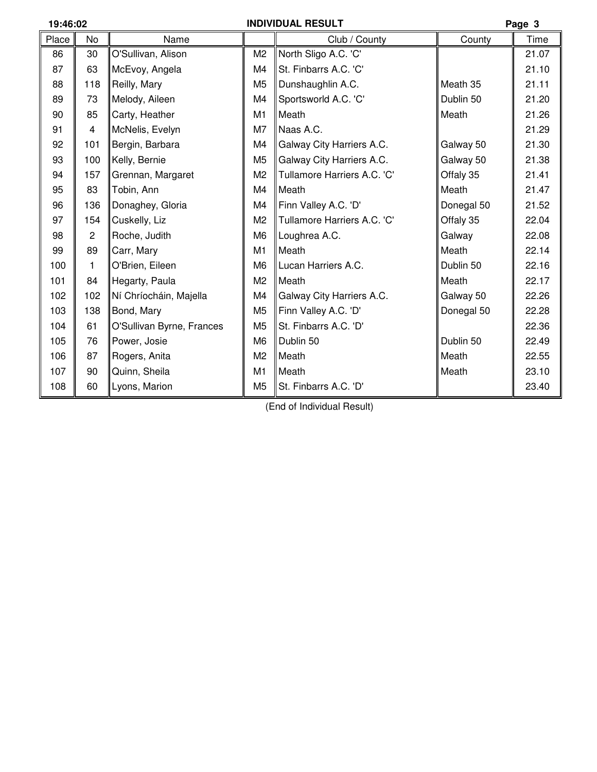**INDIVIDUAL RESULT**

| Place | No | Name | | Club / County | County | Time |
|---|---|---|---|---|---|---|
| 86 | 30 | O'Sullivan, Alison | M2 | North Sligo A.C. 'C' | | 21.07 |
| 87 | 63 | McEvoy, Angela | M4 | St. Finbarrs A.C. 'C' | | 21.10 |
| 88 | 118 | Reilly, Mary | M5 | Dunshaughlin A.C. | Meath 35 | 21.11 |
| 89 | 73 | Melody, Aileen | M4 | Sportsworld A.C. 'C' | Dublin 50 | 21.20 |
| 90 | 85 | Carty, Heather | M1 | Meath | Meath | 21.26 |
| 91 | 4 | McNelis, Evelyn | M7 | Naas A.C. | | 21.29 |
| 92 | 101 | Bergin, Barbara | M4 | Galway City Harriers A.C. | Galway 50 | 21.30 |
| 93 | 100 | Kelly, Bernie | M5 | Galway City Harriers A.C. | Galway 50 | 21.38 |
| 94 | 157 | Grennan, Margaret | M2 | Tullamore Harriers A.C. 'C' | Offaly 35 | 21.41 |
| 95 | 83 | Tobin, Ann | M4 | Meath | Meath | 21.47 |
| 96 | 136 | Donaghey, Gloria | M4 | Finn Valley A.C. 'D' | Donegal 50 | 21.52 |
| 97 | 154 | Cuskelly, Liz | M2 | Tullamore Harriers A.C. 'C' | Offaly 35 | 22.04 |
| 98 | 2 | Roche, Judith | M6 | Loughrea A.C. | Galway | 22.08 |
| 99 | 89 | Carr, Mary | M1 | Meath | Meath | 22.14 |
| 100 | 1 | O'Brien, Eileen | M6 | Lucan Harriers A.C. | Dublin 50 | 22.16 |
| 101 | 84 | Hegarty, Paula | M2 | Meath | Meath | 22.17 |
| 102 | 102 | Ní Chríocháin, Majella | M4 | Galway City Harriers A.C. | Galway 50 | 22.26 |
| 103 | 138 | Bond, Mary | M5 | Finn Valley A.C. 'D' | Donegal 50 | 22.28 |
| 104 | 61 | O'Sullivan Byrne, Frances | M5 | St. Finbarrs A.C. 'D' | | 22.36 |
| 105 | 76 | Power, Josie | M6 | Dublin 50 | Dublin 50 | 22.49 |
| 106 | 87 | Rogers, Anita | M2 | Meath | Meath | 22.55 |
| 107 | 90 | Quinn, Sheila | M1 | Meath | Meath | 23.10 |
| 108 | 60 | Lyons, Marion | M5 | St. Finbarrs A.C. 'D' | | 23.40 |

(End of Individual Result)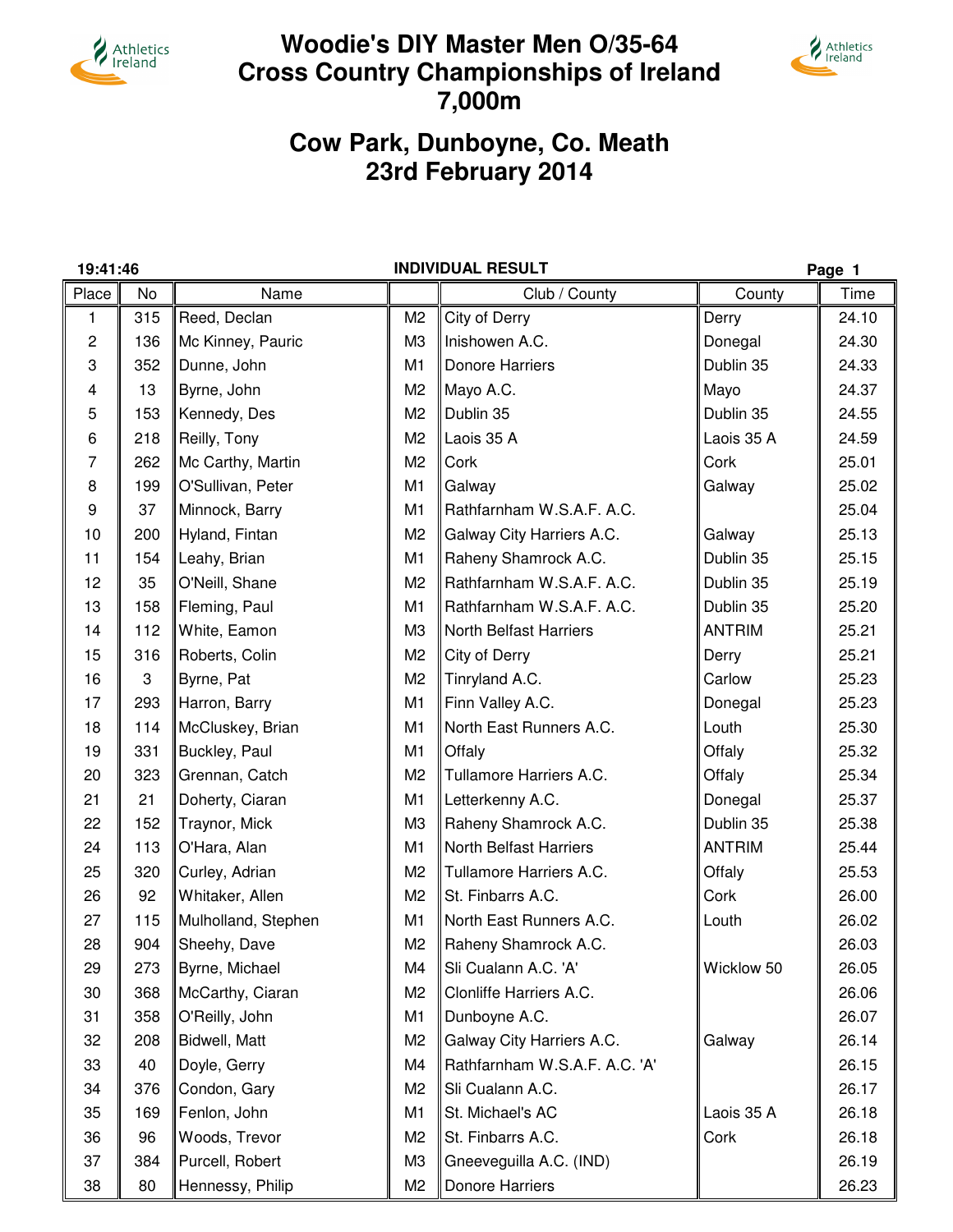# Woodie's DIY Master Men O/35-64 Cross Country Championships of Ireland 7,000m

## Cow Park, Dunboyne, Co. Meath 23rd February 2014

19:41:46 **INDIVIDUAL RESULT**

| Place | No | Name | | Club / County | County | Time |
|---|---|---|---|---|---|---|
| 1 | 315 | Reed, Declan | M2 | City of Derry | Derry | 24.10 |
| 2 | 136 | Mc Kinney, Pauric | M3 | Inishowen A.C. | Donegal | 24.30 |
| 3 | 352 | Dunne, John | M1 | Donore Harriers | Dublin 35 | 24.33 |
| 4 | 13 | Byrne, John | M2 | Mayo A.C. | Mayo | 24.37 |
| 5 | 153 | Kennedy, Des | M2 | Dublin 35 | Dublin 35 | 24.55 |
| 6 | 218 | Reilly, Tony | M2 | Laois 35 A | Laois 35 A | 24.59 |
| 7 | 262 | Mc Carthy, Martin | M2 | Cork | Cork | 25.01 |
| 8 | 199 | O'Sullivan, Peter | M1 | Galway | Galway | 25.02 |
| 9 | 37 | Minnock, Barry | M1 | Rathfarnham W.S.A.F. A.C. | | 25.04 |
| 10 | 200 | Hyland, Fintan | M2 | Galway City Harriers A.C. | Galway | 25.13 |
| 11 | 154 | Leahy, Brian | M1 | Raheny Shamrock A.C. | Dublin 35 | 25.15 |
| 12 | 35 | O'Neill, Shane | M2 | Rathfarnham W.S.A.F. A.C. | Dublin 35 | 25.19 |
| 13 | 158 | Fleming, Paul | M1 | Rathfarnham W.S.A.F. A.C. | Dublin 35 | 25.20 |
| 14 | 112 | White, Eamon | M3 | North Belfast Harriers | ANTRIM | 25.21 |
| 15 | 316 | Roberts, Colin | M2 | City of Derry | Derry | 25.21 |
| 16 | 3 | Byrne, Pat | M2 | Tinryland A.C. | Carlow | 25.23 |
| 17 | 293 | Harron, Barry | M1 | Finn Valley A.C. | Donegal | 25.23 |
| 18 | 114 | McCluskey, Brian | M1 | North East Runners A.C. | Louth | 25.30 |
| 19 | 331 | Buckley, Paul | M1 | Offaly | Offaly | 25.32 |
| 20 | 323 | Grennan, Catch | M2 | Tullamore Harriers A.C. | Offaly | 25.34 |
| 21 | 21 | Doherty, Ciaran | M1 | Letterkenny A.C. | Donegal | 25.37 |
| 22 | 152 | Traynor, Mick | M3 | Raheny Shamrock A.C. | Dublin 35 | 25.38 |
| 24 | 113 | O'Hara, Alan | M1 | North Belfast Harriers | ANTRIM | 25.44 |
| 25 | 320 | Curley, Adrian | M2 | Tullamore Harriers A.C. | Offaly | 25.53 |
| 26 | 92 | Whitaker, Allen | M2 | St. Finbarrs A.C. | Cork | 26.00 |
| 27 | 115 | Mulholland, Stephen | M1 | North East Runners A.C. | Louth | 26.02 |
| 28 | 904 | Sheehy, Dave | M2 | Raheny Shamrock A.C. | | 26.03 |
| 29 | 273 | Byrne, Michael | M4 | Sli Cualann A.C. 'A' | Wicklow 50 | 26.05 |
| 30 | 368 | McCarthy, Ciaran | M2 | Clonliffe Harriers A.C. | | 26.06 |
| 31 | 358 | O'Reilly, John | M1 | Dunboyne A.C. | | 26.07 |
| 32 | 208 | Bidwell, Matt | M2 | Galway City Harriers A.C. | Galway | 26.14 |
| 33 | 40 | Doyle, Gerry | M4 | Rathfarnham W.S.A.F. A.C. 'A' | | 26.15 |
| 34 | 376 | Condon, Gary | M2 | Sli Cualann A.C. | | 26.17 |
| 35 | 169 | Fenlon, John | M1 | St. Michael's AC | Laois 35 A | 26.18 |
| 36 | 96 | Woods, Trevor | M2 | St. Finbarrs A.C. | Cork | 26.18 |
| 37 | 384 | Purcell, Robert | M3 | Gneeveguilla A.C. (IND) | | 26.19 |
| 38 | 80 | Hennessy, Philip | M2 | Donore Harriers | | 26.23 |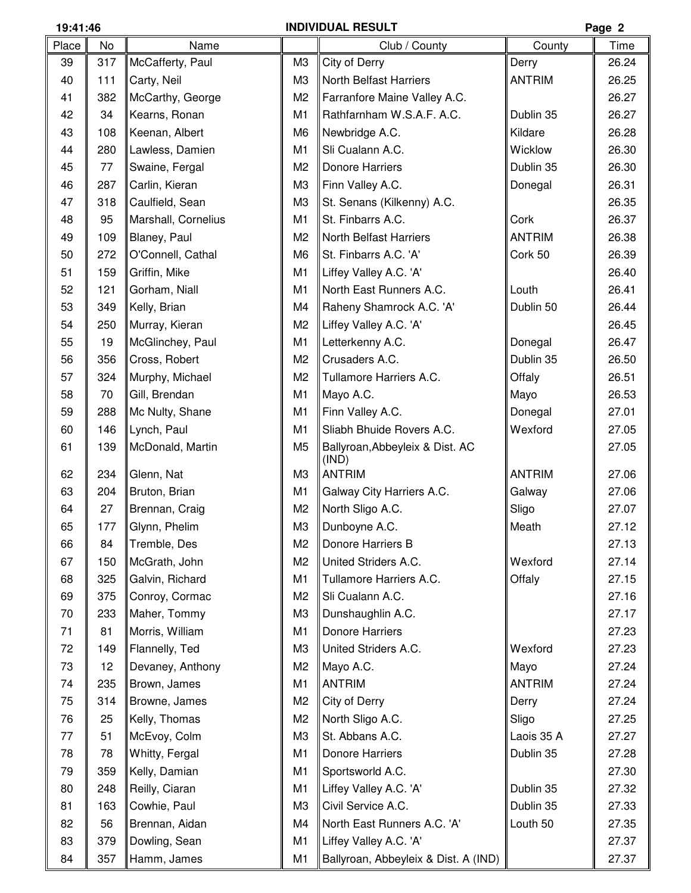## INDIVIDUAL RESULT

| Place | No | Name | | Club / County | County | Time |
|---|---|---|---|---|---|---|
| 39 | 317 | McCafferty, Paul | M3 | City of Derry | Derry | 26.24 |
| 40 | 111 | Carty, Neil | M3 | North Belfast Harriers | ANTRIM | 26.25 |
| 41 | 382 | McCarthy, George | M2 | Farranfore Maine Valley A.C. | | 26.27 |
| 42 | 34 | Kearns, Ronan | M1 | Rathfarnham W.S.A.F. A.C. | Dublin 35 | 26.27 |
| 43 | 108 | Keenan, Albert | M6 | Newbridge A.C. | Kildare | 26.28 |
| 44 | 280 | Lawless, Damien | M1 | Sli Cualann A.C. | Wicklow | 26.30 |
| 45 | 77 | Swaine, Fergal | M2 | Donore Harriers | Dublin 35 | 26.30 |
| 46 | 287 | Carlin, Kieran | M3 | Finn Valley A.C. | Donegal | 26.31 |
| 47 | 318 | Caulfield, Sean | M3 | St. Senans (Kilkenny) A.C. | | 26.35 |
| 48 | 95 | Marshall, Cornelius | M1 | St. Finbarrs A.C. | Cork | 26.37 |
| 49 | 109 | Blaney, Paul | M2 | North Belfast Harriers | ANTRIM | 26.38 |
| 50 | 272 | O'Connell, Cathal | M6 | St. Finbarrs A.C. 'A' | Cork 50 | 26.39 |
| 51 | 159 | Griffin, Mike | M1 | Liffey Valley A.C. 'A' | | 26.40 |
| 52 | 121 | Gorham, Niall | M1 | North East Runners A.C. | Louth | 26.41 |
| 53 | 349 | Kelly, Brian | M4 | Raheny Shamrock A.C. 'A' | Dublin 50 | 26.44 |
| 54 | 250 | Murray, Kieran | M2 | Liffey Valley A.C. 'A' | | 26.45 |
| 55 | 19 | McGlinchey, Paul | M1 | Letterkenny A.C. | Donegal | 26.47 |
| 56 | 356 | Cross, Robert | M2 | Crusaders A.C. | Dublin 35 | 26.50 |
| 57 | 324 | Murphy, Michael | M2 | Tullamore Harriers A.C. | Offaly | 26.51 |
| 58 | 70 | Gill, Brendan | M1 | Mayo A.C. | Mayo | 26.53 |
| 59 | 288 | Mc Nulty, Shane | M1 | Finn Valley A.C. | Donegal | 27.01 |
| 60 | 146 | Lynch, Paul | M1 | Sliabh Bhuide Rovers A.C. | Wexford | 27.05 |
| 61 | 139 | McDonald, Martin | M5 | Ballyroan,Abbeyleix & Dist. AC (IND) | | 27.05 |
| 62 | 234 | Glenn, Nat | M3 | ANTRIM | ANTRIM | 27.06 |
| 63 | 204 | Bruton, Brian | M1 | Galway City Harriers A.C. | Galway | 27.06 |
| 64 | 27 | Brennan, Craig | M2 | North Sligo A.C. | Sligo | 27.07 |
| 65 | 177 | Glynn, Phelim | M3 | Dunboyne A.C. | Meath | 27.12 |
| 66 | 84 | Tremble, Des | M2 | Donore Harriers B | | 27.13 |
| 67 | 150 | McGrath, John | M2 | United Striders A.C. | Wexford | 27.14 |
| 68 | 325 | Galvin, Richard | M1 | Tullamore Harriers A.C. | Offaly | 27.15 |
| 69 | 375 | Conroy, Cormac | M2 | Sli Cualann A.C. | | 27.16 |
| 70 | 233 | Maher, Tommy | M3 | Dunshaughlin A.C. | | 27.17 |
| 71 | 81 | Morris, William | M1 | Donore Harriers | | 27.23 |
| 72 | 149 | Flannelly, Ted | M3 | United Striders A.C. | Wexford | 27.23 |
| 73 | 12 | Devaney, Anthony | M2 | Mayo A.C. | Mayo | 27.24 |
| 74 | 235 | Brown, James | M1 | ANTRIM | ANTRIM | 27.24 |
| 75 | 314 | Browne, James | M2 | City of Derry | Derry | 27.24 |
| 76 | 25 | Kelly, Thomas | M2 | North Sligo A.C. | Sligo | 27.25 |
| 77 | 51 | McEvoy, Colm | M3 | St. Abbans A.C. | Laois 35 A | 27.27 |
| 78 | 78 | Whitty, Fergal | M1 | Donore Harriers | Dublin 35 | 27.28 |
| 79 | 359 | Kelly, Damian | M1 | Sportsworld A.C. | | 27.30 |
| 80 | 248 | Reilly, Ciaran | M1 | Liffey Valley A.C. 'A' | Dublin 35 | 27.32 |
| 81 | 163 | Cowhie, Paul | M3 | Civil Service A.C. | Dublin 35 | 27.33 |
| 82 | 56 | Brennan, Aidan | M4 | North East Runners A.C. 'A' | Louth 50 | 27.35 |
| 83 | 379 | Dowling, Sean | M1 | Liffey Valley A.C. 'A' | | 27.37 |
| 84 | 357 | Hamm, James | M1 | Ballyroan, Abbeyleix & Dist. A (IND) | | 27.37 |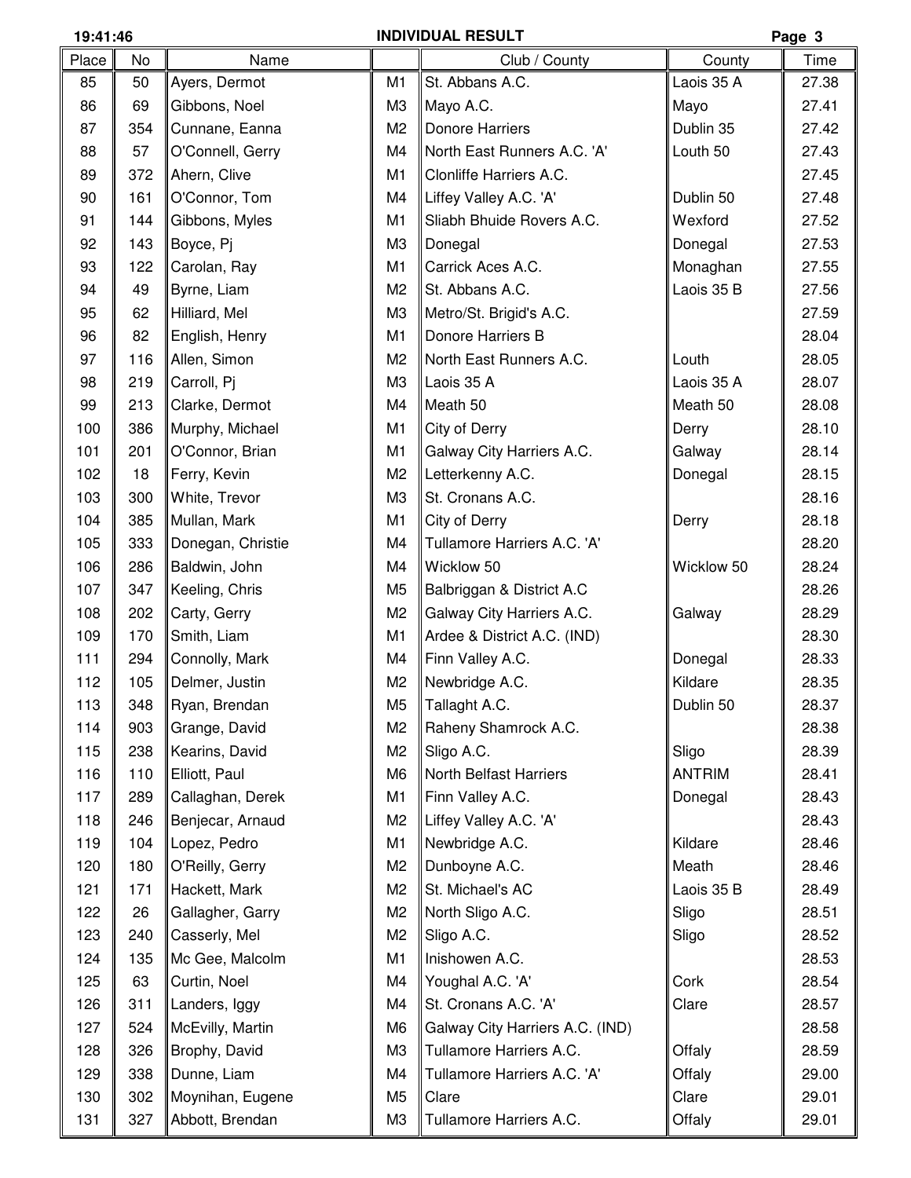## INDIVIDUAL RESULT

| Place | No | Name | | Club / County | County | Time |
|---|---|---|---|---|---|---|
| 85 | 50 | Ayers, Dermot | M1 | St. Abbans A.C. | Laois 35 A | 27.38 |
| 86 | 69 | Gibbons, Noel | M3 | Mayo A.C. | Mayo | 27.41 |
| 87 | 354 | Cunnane, Eanna | M2 | Donore Harriers | Dublin 35 | 27.42 |
| 88 | 57 | O'Connell, Gerry | M4 | North East Runners A.C. 'A' | Louth 50 | 27.43 |
| 89 | 372 | Ahern, Clive | M1 | Clonliffe Harriers A.C. | | 27.45 |
| 90 | 161 | O'Connor, Tom | M4 | Liffey Valley A.C. 'A' | Dublin 50 | 27.48 |
| 91 | 144 | Gibbons, Myles | M1 | Sliabh Bhuide Rovers A.C. | Wexford | 27.52 |
| 92 | 143 | Boyce, Pj | M3 | Donegal | Donegal | 27.53 |
| 93 | 122 | Carolan, Ray | M1 | Carrick Aces A.C. | Monaghan | 27.55 |
| 94 | 49 | Byrne, Liam | M2 | St. Abbans A.C. | Laois 35 B | 27.56 |
| 95 | 62 | Hilliard, Mel | M3 | Metro/St. Brigid's A.C. | | 27.59 |
| 96 | 82 | English, Henry | M1 | Donore Harriers B | | 28.04 |
| 97 | 116 | Allen, Simon | M2 | North East Runners A.C. | Louth | 28.05 |
| 98 | 219 | Carroll, Pj | M3 | Laois 35 A | Laois 35 A | 28.07 |
| 99 | 213 | Clarke, Dermot | M4 | Meath 50 | Meath 50 | 28.08 |
| 100 | 386 | Murphy, Michael | M1 | City of Derry | Derry | 28.10 |
| 101 | 201 | O'Connor, Brian | M1 | Galway City Harriers A.C. | Galway | 28.14 |
| 102 | 18 | Ferry, Kevin | M2 | Letterkenny A.C. | Donegal | 28.15 |
| 103 | 300 | White, Trevor | M3 | St. Cronans A.C. | | 28.16 |
| 104 | 385 | Mullan, Mark | M1 | City of Derry | Derry | 28.18 |
| 105 | 333 | Donegan, Christie | M4 | Tullamore Harriers A.C. 'A' | | 28.20 |
| 106 | 286 | Baldwin, John | M4 | Wicklow 50 | Wicklow 50 | 28.24 |
| 107 | 347 | Keeling, Chris | M5 | Balbriggan & District A.C | | 28.26 |
| 108 | 202 | Carty, Gerry | M2 | Galway City Harriers A.C. | Galway | 28.29 |
| 109 | 170 | Smith, Liam | M1 | Ardee & District A.C. (IND) | | 28.30 |
| 111 | 294 | Connolly, Mark | M4 | Finn Valley A.C. | Donegal | 28.33 |
| 112 | 105 | Delmer, Justin | M2 | Newbridge A.C. | Kildare | 28.35 |
| 113 | 348 | Ryan, Brendan | M5 | Tallaght A.C. | Dublin 50 | 28.37 |
| 114 | 903 | Grange, David | M2 | Raheny Shamrock A.C. | | 28.38 |
| 115 | 238 | Kearins, David | M2 | Sligo A.C. | Sligo | 28.39 |
| 116 | 110 | Elliott, Paul | M6 | North Belfast Harriers | ANTRIM | 28.41 |
| 117 | 289 | Callaghan, Derek | M1 | Finn Valley A.C. | Donegal | 28.43 |
| 118 | 246 | Benjecar, Arnaud | M2 | Liffey Valley A.C. 'A' | | 28.43 |
| 119 | 104 | Lopez, Pedro | M1 | Newbridge A.C. | Kildare | 28.46 |
| 120 | 180 | O'Reilly, Gerry | M2 | Dunboyne A.C. | Meath | 28.46 |
| 121 | 171 | Hackett, Mark | M2 | St. Michael's AC | Laois 35 B | 28.49 |
| 122 | 26 | Gallagher, Garry | M2 | North Sligo A.C. | Sligo | 28.51 |
| 123 | 240 | Casserly, Mel | M2 | Sligo A.C. | Sligo | 28.52 |
| 124 | 135 | Mc Gee, Malcolm | M1 | Inishowen A.C. | | 28.53 |
| 125 | 63 | Curtin, Noel | M4 | Youghal A.C. 'A' | Cork | 28.54 |
| 126 | 311 | Landers, Iggy | M4 | St. Cronans A.C. 'A' | Clare | 28.57 |
| 127 | 524 | McEvilly, Martin | M6 | Galway City Harriers A.C. (IND) | | 28.58 |
| 128 | 326 | Brophy, David | M3 | Tullamore Harriers A.C. | Offaly | 28.59 |
| 129 | 338 | Dunne, Liam | M4 | Tullamore Harriers A.C. 'A' | Offaly | 29.00 |
| 130 | 302 | Moynihan, Eugene | M5 | Clare | Clare | 29.01 |
| 131 | 327 | Abbott, Brendan | M3 | Tullamore Harriers A.C. | Offaly | 29.01 |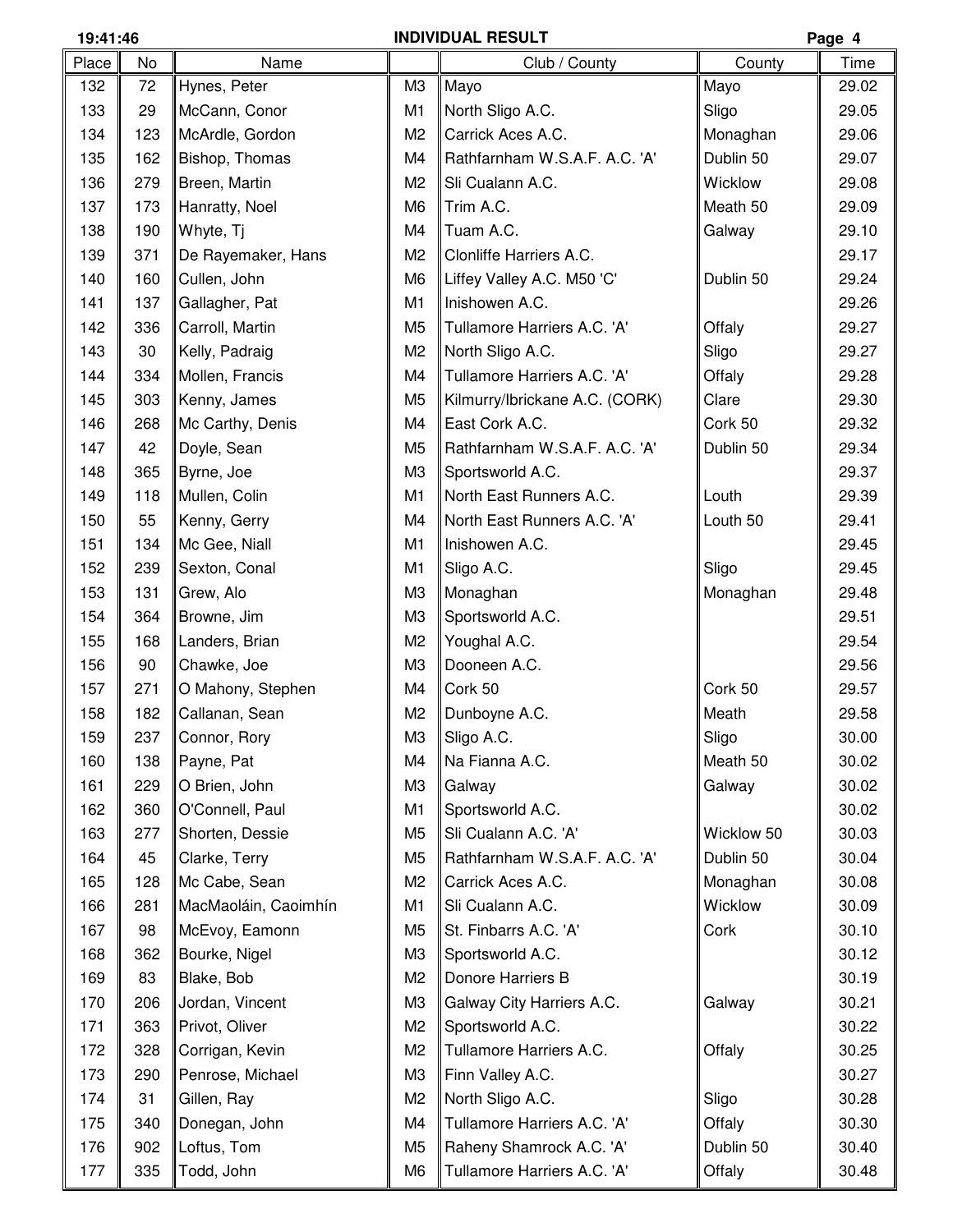## INDIVIDUAL RESULT

| Place | No | Name | | Club / County | County | Time |
|---|---|---|---|---|---|---|
| 132 | 72 | Hynes, Peter | M3 | Mayo | Mayo | 29.02 |
| 133 | 29 | McCann, Conor | M1 | North Sligo A.C. | Sligo | 29.05 |
| 134 | 123 | McArdle, Gordon | M2 | Carrick Aces A.C. | Monaghan | 29.06 |
| 135 | 162 | Bishop, Thomas | M4 | Rathfarnham W.S.A.F. A.C. 'A' | Dublin 50 | 29.07 |
| 136 | 279 | Breen, Martin | M2 | Sli Cualann A.C. | Wicklow | 29.08 |
| 137 | 173 | Hanratty, Noel | M6 | Trim A.C. | Meath 50 | 29.09 |
| 138 | 190 | Whyte, Tj | M4 | Tuam A.C. | Galway | 29.10 |
| 139 | 371 | De Rayemaker, Hans | M2 | Clonliffe Harriers A.C. | | 29.17 |
| 140 | 160 | Cullen, John | M6 | Liffey Valley A.C. M50 'C' | Dublin 50 | 29.24 |
| 141 | 137 | Gallagher, Pat | M1 | Inishowen A.C. | | 29.26 |
| 142 | 336 | Carroll, Martin | M5 | Tullamore Harriers A.C. 'A' | Offaly | 29.27 |
| 143 | 30 | Kelly, Padraig | M2 | North Sligo A.C. | Sligo | 29.27 |
| 144 | 334 | Mollen, Francis | M4 | Tullamore Harriers A.C. 'A' | Offaly | 29.28 |
| 145 | 303 | Kenny, James | M5 | Kilmurry/Ibrickane A.C. (CORK) | Clare | 29.30 |
| 146 | 268 | Mc Carthy, Denis | M4 | East Cork A.C. | Cork 50 | 29.32 |
| 147 | 42 | Doyle, Sean | M5 | Rathfarnham W.S.A.F. A.C. 'A' | Dublin 50 | 29.34 |
| 148 | 365 | Byrne, Joe | M3 | Sportsworld A.C. | | 29.37 |
| 149 | 118 | Mullen, Colin | M1 | North East Runners A.C. | Louth | 29.39 |
| 150 | 55 | Kenny, Gerry | M4 | North East Runners A.C. 'A' | Louth 50 | 29.41 |
| 151 | 134 | Mc Gee, Niall | M1 | Inishowen A.C. | | 29.45 |
| 152 | 239 | Sexton, Conal | M1 | Sligo A.C. | Sligo | 29.45 |
| 153 | 131 | Grew, Alo | M3 | Monaghan | Monaghan | 29.48 |
| 154 | 364 | Browne, Jim | M3 | Sportsworld A.C. | | 29.51 |
| 155 | 168 | Landers, Brian | M2 | Youghal A.C. | | 29.54 |
| 156 | 90 | Chawke, Joe | M3 | Dooneen A.C. | | 29.56 |
| 157 | 271 | O Mahony, Stephen | M4 | Cork 50 | Cork 50 | 29.57 |
| 158 | 182 | Callanan, Sean | M2 | Dunboyne A.C. | Meath | 29.58 |
| 159 | 237 | Connor, Rory | M3 | Sligo A.C. | Sligo | 30.00 |
| 160 | 138 | Payne, Pat | M4 | Na Fianna A.C. | Meath 50 | 30.02 |
| 161 | 229 | O Brien, John | M3 | Galway | Galway | 30.02 |
| 162 | 360 | O'Connell, Paul | M1 | Sportsworld A.C. | | 30.02 |
| 163 | 277 | Shorten, Dessie | M5 | Sli Cualann A.C. 'A' | Wicklow 50 | 30.03 |
| 164 | 45 | Clarke, Terry | M5 | Rathfarnham W.S.A.F. A.C. 'A' | Dublin 50 | 30.04 |
| 165 | 128 | Mc Cabe, Sean | M2 | Carrick Aces A.C. | Monaghan | 30.08 |
| 166 | 281 | MacMaoláin, Caoimhín | M1 | Sli Cualann A.C. | Wicklow | 30.09 |
| 167 | 98 | McEvoy, Eamonn | M5 | St. Finbarrs A.C. 'A' | Cork | 30.10 |
| 168 | 362 | Bourke, Nigel | M3 | Sportsworld A.C. | | 30.12 |
| 169 | 83 | Blake, Bob | M2 | Donore Harriers B | | 30.19 |
| 170 | 206 | Jordan, Vincent | M3 | Galway City Harriers A.C. | Galway | 30.21 |
| 171 | 363 | Privot, Oliver | M2 | Sportsworld A.C. | | 30.22 |
| 172 | 328 | Corrigan, Kevin | M2 | Tullamore Harriers A.C. | Offaly | 30.25 |
| 173 | 290 | Penrose, Michael | M3 | Finn Valley A.C. | | 30.27 |
| 174 | 31 | Gillen, Ray | M2 | North Sligo A.C. | Sligo | 30.28 |
| 175 | 340 | Donegan, John | M4 | Tullamore Harriers A.C. 'A' | Offaly | 30.30 |
| 176 | 902 | Loftus, Tom | M5 | Raheny Shamrock A.C. 'A' | Dublin 50 | 30.40 |
| 177 | 335 | Todd, John | M6 | Tullamore Harriers A.C. 'A' | Offaly | 30.48 |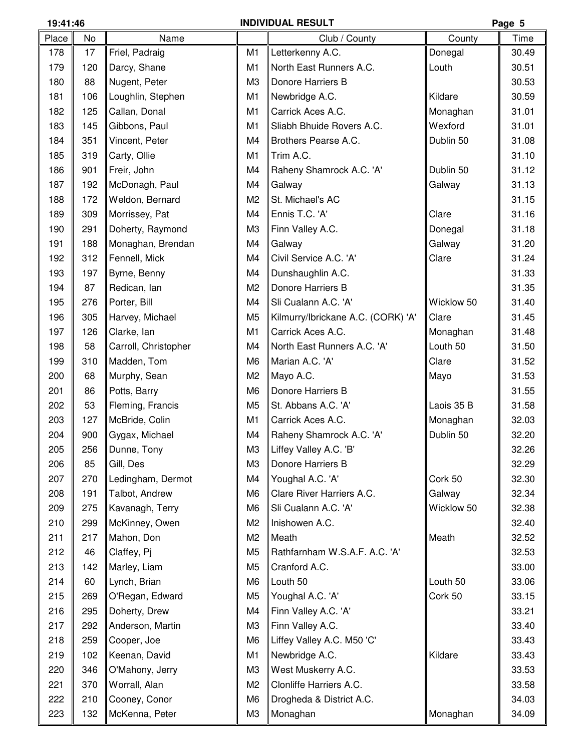# INDIVIDUAL RESULT

| Place | No | Name | | Club / County | County | Time |
|---|---|---|---|---|---|---|
| 178 | 17 | Friel, Padraig | M1 | Letterkenny A.C. | Donegal | 30.49 |
| 179 | 120 | Darcy, Shane | M1 | North East Runners A.C. | Louth | 30.51 |
| 180 | 88 | Nugent, Peter | M3 | Donore Harriers B | | 30.53 |
| 181 | 106 | Loughlin, Stephen | M1 | Newbridge A.C. | Kildare | 30.59 |
| 182 | 125 | Callan, Donal | M1 | Carrick Aces A.C. | Monaghan | 31.01 |
| 183 | 145 | Gibbons, Paul | M1 | Sliabh Bhuide Rovers A.C. | Wexford | 31.01 |
| 184 | 351 | Vincent, Peter | M4 | Brothers Pearse A.C. | Dublin 50 | 31.08 |
| 185 | 319 | Carty, Ollie | M1 | Trim A.C. | | 31.10 |
| 186 | 901 | Freir, John | M4 | Raheny Shamrock A.C. 'A' | Dublin 50 | 31.12 |
| 187 | 192 | McDonagh, Paul | M4 | Galway | Galway | 31.13 |
| 188 | 172 | Weldon, Bernard | M2 | St. Michael's AC | | 31.15 |
| 189 | 309 | Morrissey, Pat | M4 | Ennis T.C. 'A' | Clare | 31.16 |
| 190 | 291 | Doherty, Raymond | M3 | Finn Valley A.C. | Donegal | 31.18 |
| 191 | 188 | Monaghan, Brendan | M4 | Galway | Galway | 31.20 |
| 192 | 312 | Fennell, Mick | M4 | Civil Service A.C. 'A' | Clare | 31.24 |
| 193 | 197 | Byrne, Benny | M4 | Dunshaughlin A.C. | | 31.33 |
| 194 | 87 | Redican, Ian | M2 | Donore Harriers B | | 31.35 |
| 195 | 276 | Porter, Bill | M4 | Sli Cualann A.C. 'A' | Wicklow 50 | 31.40 |
| 196 | 305 | Harvey, Michael | M5 | Kilmurry/Ibrickane A.C. (CORK) 'A' | Clare | 31.45 |
| 197 | 126 | Clarke, Ian | M1 | Carrick Aces A.C. | Monaghan | 31.48 |
| 198 | 58 | Carroll, Christopher | M4 | North East Runners A.C. 'A' | Louth 50 | 31.50 |
| 199 | 310 | Madden, Tom | M6 | Marian A.C. 'A' | Clare | 31.52 |
| 200 | 68 | Murphy, Sean | M2 | Mayo A.C. | Mayo | 31.53 |
| 201 | 86 | Potts, Barry | M6 | Donore Harriers B | | 31.55 |
| 202 | 53 | Fleming, Francis | M5 | St. Abbans A.C. 'A' | Laois 35 B | 31.58 |
| 203 | 127 | McBride, Colin | M1 | Carrick Aces A.C. | Monaghan | 32.03 |
| 204 | 900 | Gygax, Michael | M4 | Raheny Shamrock A.C. 'A' | Dublin 50 | 32.20 |
| 205 | 256 | Dunne, Tony | M3 | Liffey Valley A.C. 'B' | | 32.26 |
| 206 | 85 | Gill, Des | M3 | Donore Harriers B | | 32.29 |
| 207 | 270 | Ledingham, Dermot | M4 | Youghal A.C. 'A' | Cork 50 | 32.30 |
| 208 | 191 | Talbot, Andrew | M6 | Clare River Harriers A.C. | Galway | 32.34 |
| 209 | 275 | Kavanagh, Terry | M6 | Sli Cualann A.C. 'A' | Wicklow 50 | 32.38 |
| 210 | 299 | McKinney, Owen | M2 | Inishowen A.C. | | 32.40 |
| 211 | 217 | Mahon, Don | M2 | Meath | Meath | 32.52 |
| 212 | 46 | Claffey, Pj | M5 | Rathfarnham W.S.A.F. A.C. 'A' | | 32.53 |
| 213 | 142 | Marley, Liam | M5 | Cranford A.C. | | 33.00 |
| 214 | 60 | Lynch, Brian | M6 | Louth 50 | Louth 50 | 33.06 |
| 215 | 269 | O'Regan, Edward | M5 | Youghal A.C. 'A' | Cork 50 | 33.15 |
| 216 | 295 | Doherty, Drew | M4 | Finn Valley A.C. 'A' | | 33.21 |
| 217 | 292 | Anderson, Martin | M3 | Finn Valley A.C. | | 33.40 |
| 218 | 259 | Cooper, Joe | M6 | Liffey Valley A.C. M50 'C' | | 33.43 |
| 219 | 102 | Keenan, David | M1 | Newbridge A.C. | Kildare | 33.43 |
| 220 | 346 | O'Mahony, Jerry | M3 | West Muskerry A.C. | | 33.53 |
| 221 | 370 | Worrall, Alan | M2 | Clonliffe Harriers A.C. | | 33.58 |
| 222 | 210 | Cooney, Conor | M6 | Drogheda & District A.C. | | 34.03 |
| 223 | 132 | McKenna, Peter | M3 | Monaghan | Monaghan | 34.09 |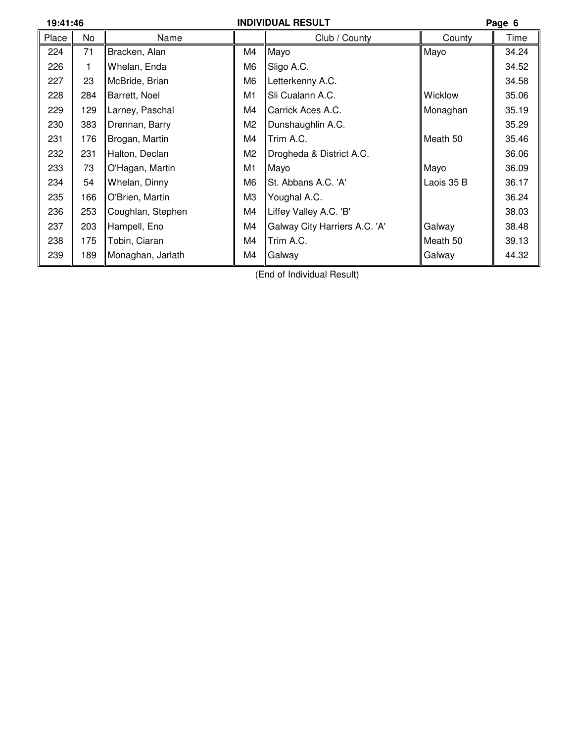**INDIVIDUAL RESULT**

| Place | No | Name | | Club / County | County | Time |
|---|---|---|---|---|---|---|
| 224 | 71 | Bracken, Alan | M4 | Mayo | Mayo | 34.24 |
| 226 | 1 | Whelan, Enda | M6 | Sligo A.C. | | 34.52 |
| 227 | 23 | McBride, Brian | M6 | Letterkenny A.C. | | 34.58 |
| 228 | 284 | Barrett, Noel | M1 | Sli Cualann A.C. | Wicklow | 35.06 |
| 229 | 129 | Larney, Paschal | M4 | Carrick Aces A.C. | Monaghan | 35.19 |
| 230 | 383 | Drennan, Barry | M2 | Dunshaughlin A.C. | | 35.29 |
| 231 | 176 | Brogan, Martin | M4 | Trim A.C. | Meath 50 | 35.46 |
| 232 | 231 | Halton, Declan | M2 | Drogheda & District A.C. | | 36.06 |
| 233 | 73 | O'Hagan, Martin | M1 | Mayo | Mayo | 36.09 |
| 234 | 54 | Whelan, Dinny | M6 | St. Abbans A.C. 'A' | Laois 35 B | 36.17 |
| 235 | 166 | O'Brien, Martin | M3 | Youghal A.C. | | 36.24 |
| 236 | 253 | Coughlan, Stephen | M4 | Liffey Valley A.C. 'B' | | 38.03 |
| 237 | 203 | Hampell, Eno | M4 | Galway City Harriers A.C. 'A' | Galway | 38.48 |
| 238 | 175 | Tobin, Ciaran | M4 | Trim A.C. | Meath 50 | 39.13 |
| 239 | 189 | Monaghan, Jarlath | M4 | Galway | Galway | 44.32 |

(End of Individual Result)